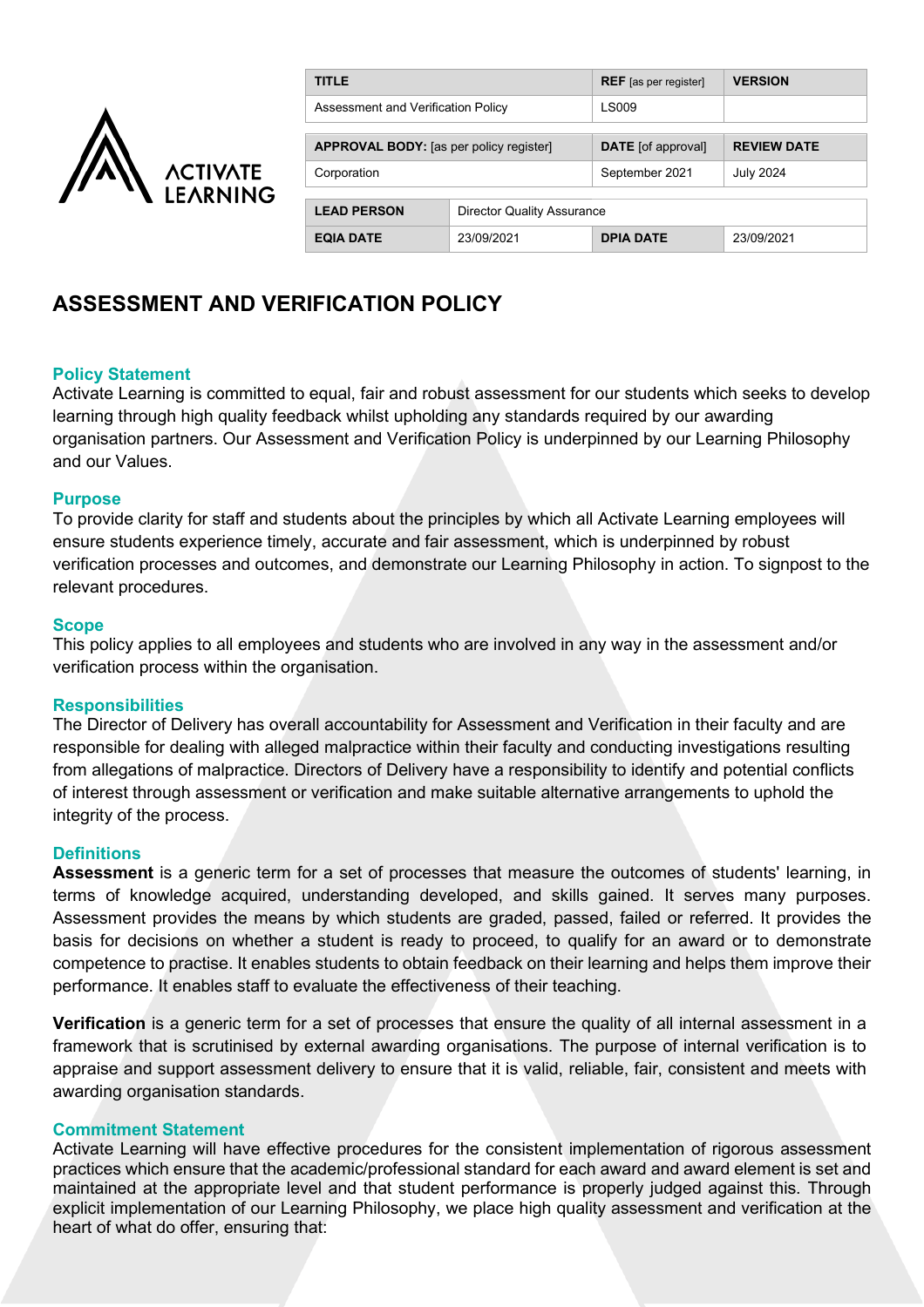| TITLE | | REF [as per register] | VERSION |
|---|---|---|---|
| Assessment and Verification Policy | | LS009 | |
| **APPROVAL BODY:** [as per policy register] | | **DATE** [of approval] | **REVIEW DATE** |
| Corporation | | September 2021 | July 2024 |
| **LEAD PERSON** | Director Quality Assurance | | |
| **EQIA DATE** | 23/09/2021 | **DPIA DATE** | 23/09/2021 |

# ASSESSMENT AND VERIFICATION POLICY

## Policy Statement

Activate Learning is committed to equal, fair and robust assessment for our students which seeks to develop learning through high quality feedback whilst upholding any standards required by our awarding organisation partners. Our Assessment and Verification Policy is underpinned by our Learning Philosophy and our Values.

## Purpose

To provide clarity for staff and students about the principles by which all Activate Learning employees will ensure students experience timely, accurate and fair assessment, which is underpinned by robust verification processes and outcomes, and demonstrate our Learning Philosophy in action. To signpost to the relevant procedures.

## Scope

This policy applies to all employees and students who are involved in any way in the assessment and/or verification process within the organisation.

## Responsibilities

The Director of Delivery has overall accountability for Assessment and Verification in their faculty and are responsible for dealing with alleged malpractice within their faculty and conducting investigations resulting from allegations of malpractice. Directors of Delivery have a responsibility to identify and potential conflicts of interest through assessment or verification and make suitable alternative arrangements to uphold the integrity of the process.

## Definitions

**Assessment** is a generic term for a set of processes that measure the outcomes of students' learning, in terms of knowledge acquired, understanding developed, and skills gained. It serves many purposes. Assessment provides the means by which students are graded, passed, failed or referred. It provides the basis for decisions on whether a student is ready to proceed, to qualify for an award or to demonstrate competence to practise. It enables students to obtain feedback on their learning and helps them improve their performance. It enables staff to evaluate the effectiveness of their teaching.

**Verification** is a generic term for a set of processes that ensure the quality of all internal assessment in a framework that is scrutinised by external awarding organisations. The purpose of internal verification is to appraise and support assessment delivery to ensure that it is valid, reliable, fair, consistent and meets with awarding organisation standards.

## Commitment Statement

Activate Learning will have effective procedures for the consistent implementation of rigorous assessment practices which ensure that the academic/professional standard for each award and award element is set and maintained at the appropriate level and that student performance is properly judged against this. Through explicit implementation of our Learning Philosophy, we place high quality assessment and verification at the heart of what do offer, ensuring that: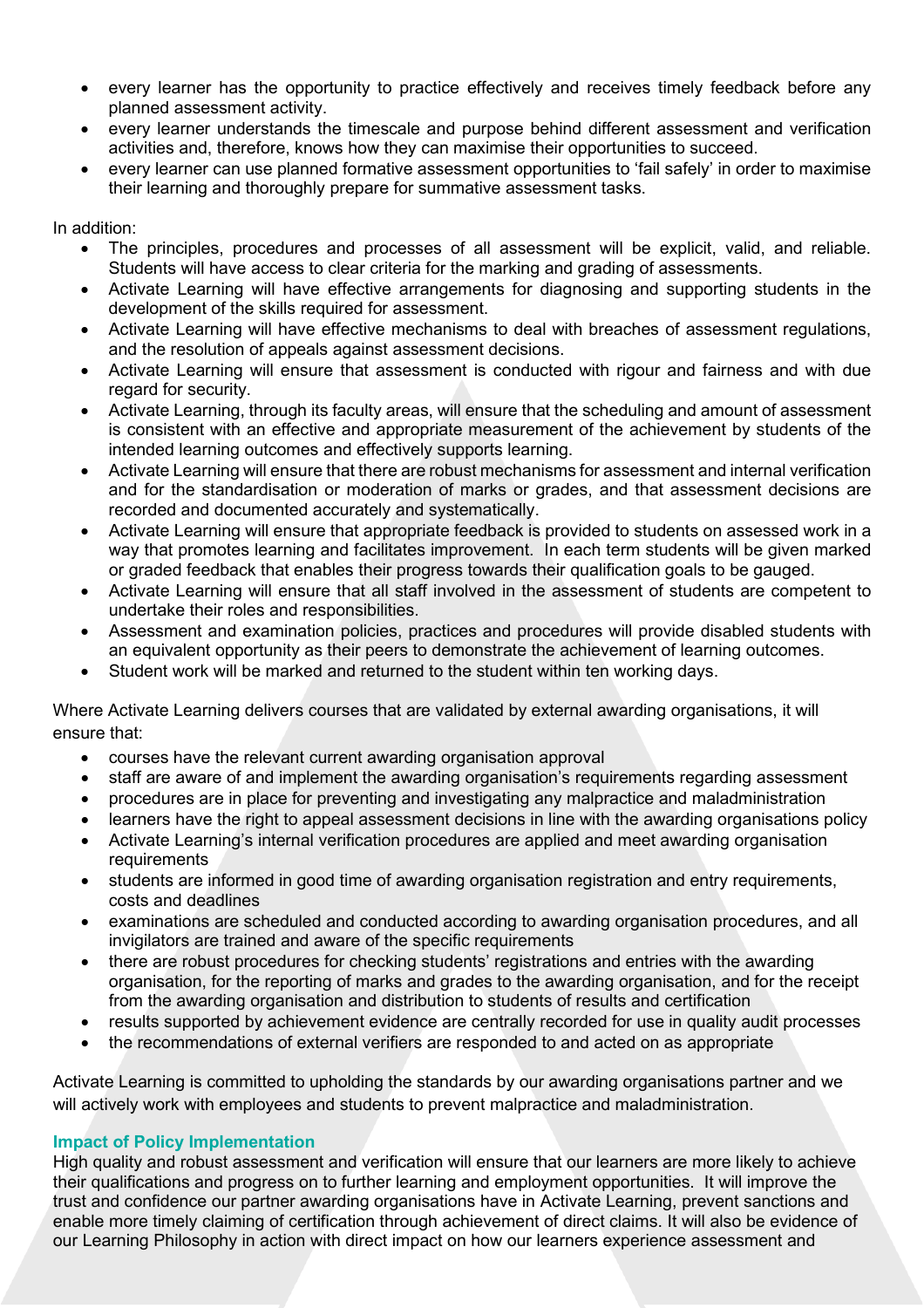- every learner has the opportunity to practice effectively and receives timely feedback before any planned assessment activity.
- every learner understands the timescale and purpose behind different assessment and verification activities and, therefore, knows how they can maximise their opportunities to succeed.
- every learner can use planned formative assessment opportunities to 'fail safely' in order to maximise their learning and thoroughly prepare for summative assessment tasks.

In addition:

- The principles, procedures and processes of all assessment will be explicit, valid, and reliable. Students will have access to clear criteria for the marking and grading of assessments.
- Activate Learning will have effective arrangements for diagnosing and supporting students in the development of the skills required for assessment.
- Activate Learning will have effective mechanisms to deal with breaches of assessment regulations, and the resolution of appeals against assessment decisions.
- Activate Learning will ensure that assessment is conducted with rigour and fairness and with due regard for security.
- Activate Learning, through its faculty areas, will ensure that the scheduling and amount of assessment is consistent with an effective and appropriate measurement of the achievement by students of the intended learning outcomes and effectively supports learning.
- Activate Learning will ensure that there are robust mechanisms for assessment and internal verification and for the standardisation or moderation of marks or grades, and that assessment decisions are recorded and documented accurately and systematically.
- Activate Learning will ensure that appropriate feedback is provided to students on assessed work in a way that promotes learning and facilitates improvement. In each term students will be given marked or graded feedback that enables their progress towards their qualification goals to be gauged.
- Activate Learning will ensure that all staff involved in the assessment of students are competent to undertake their roles and responsibilities.
- Assessment and examination policies, practices and procedures will provide disabled students with an equivalent opportunity as their peers to demonstrate the achievement of learning outcomes.
- Student work will be marked and returned to the student within ten working days.

Where Activate Learning delivers courses that are validated by external awarding organisations, it will ensure that:

- courses have the relevant current awarding organisation approval
- staff are aware of and implement the awarding organisation's requirements regarding assessment
- procedures are in place for preventing and investigating any malpractice and maladministration
- learners have the right to appeal assessment decisions in line with the awarding organisations policy
- Activate Learning's internal verification procedures are applied and meet awarding organisation requirements
- students are informed in good time of awarding organisation registration and entry requirements, costs and deadlines
- examinations are scheduled and conducted according to awarding organisation procedures, and all invigilators are trained and aware of the specific requirements
- there are robust procedures for checking students' registrations and entries with the awarding organisation, for the reporting of marks and grades to the awarding organisation, and for the receipt from the awarding organisation and distribution to students of results and certification
- results supported by achievement evidence are centrally recorded for use in quality audit processes
- the recommendations of external verifiers are responded to and acted on as appropriate

Activate Learning is committed to upholding the standards by our awarding organisations partner and we will actively work with employees and students to prevent malpractice and maladministration.

### Impact of Policy Implementation

High quality and robust assessment and verification will ensure that our learners are more likely to achieve their qualifications and progress on to further learning and employment opportunities. It will improve the trust and confidence our partner awarding organisations have in Activate Learning, prevent sanctions and enable more timely claiming of certification through achievement of direct claims. It will also be evidence of our Learning Philosophy in action with direct impact on how our learners experience assessment and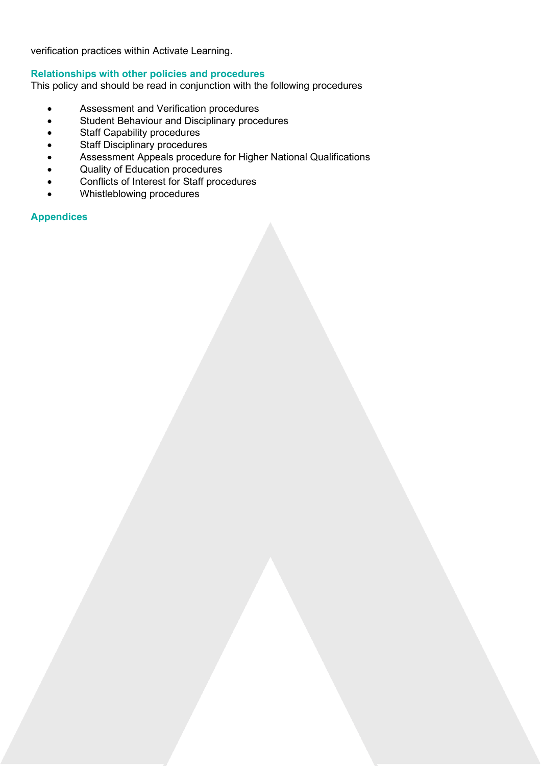verification practices within Activate Learning.

## Relationships with other policies and procedures

This policy and should be read in conjunction with the following procedures

- Assessment and Verification procedures
- Student Behaviour and Disciplinary procedures
- Staff Capability procedures
- Staff Disciplinary procedures
- Assessment Appeals procedure for Higher National Qualifications
- Quality of Education procedures
- Conflicts of Interest for Staff procedures
- Whistleblowing procedures

## Appendices